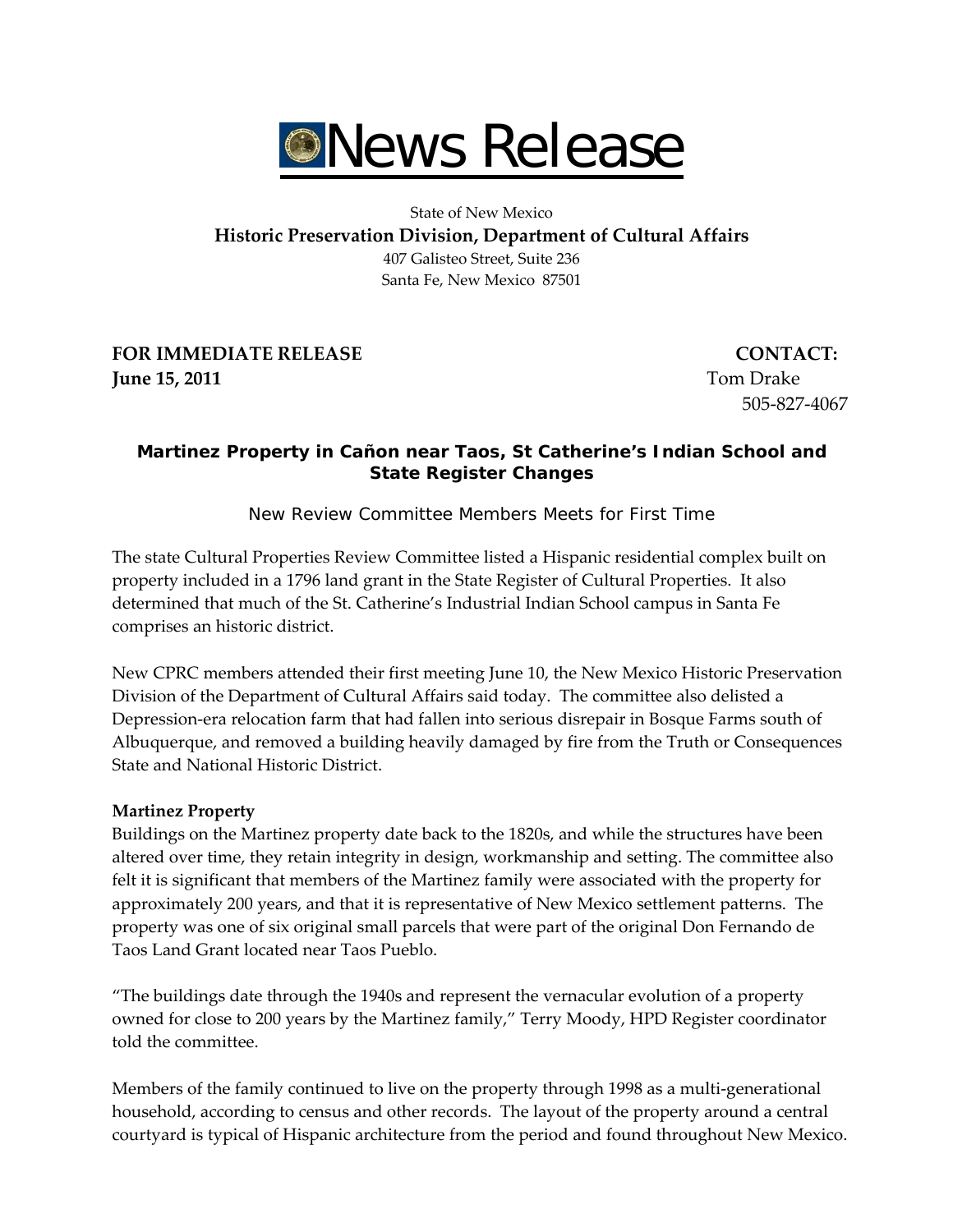# News Release

State of New Mexico

**Historic Preservation Division, Department of Cultural Affairs**

407 Galisteo Street, Suite 236
Santa Fe, New Mexico 87501

**FOR IMMEDIATE RELEASE**
**June 15, 2011**

**CONTACT:**
Tom Drake
505-827-4067

## Martinez Property in Cañon near Taos, St Catherine's Indian School and State Register Changes

New Review Committee Members Meets for First Time

The state Cultural Properties Review Committee listed a Hispanic residential complex built on property included in a 1796 land grant in the State Register of Cultural Properties. It also determined that much of the St. Catherine's Industrial Indian School campus in Santa Fe comprises an historic district.

New CPRC members attended their first meeting June 10, the New Mexico Historic Preservation Division of the Department of Cultural Affairs said today. The committee also delisted a Depression-era relocation farm that had fallen into serious disrepair in Bosque Farms south of Albuquerque, and removed a building heavily damaged by fire from the Truth or Consequences State and National Historic District.

**Martinez Property**

Buildings on the Martinez property date back to the 1820s, and while the structures have been altered over time, they retain integrity in design, workmanship and setting. The committee also felt it is significant that members of the Martinez family were associated with the property for approximately 200 years, and that it is representative of New Mexico settlement patterns. The property was one of six original small parcels that were part of the original Don Fernando de Taos Land Grant located near Taos Pueblo.

"The buildings date through the 1940s and represent the vernacular evolution of a property owned for close to 200 years by the Martinez family," Terry Moody, HPD Register coordinator told the committee.

Members of the family continued to live on the property through 1998 as a multi-generational household, according to census and other records. The layout of the property around a central courtyard is typical of Hispanic architecture from the period and found throughout New Mexico.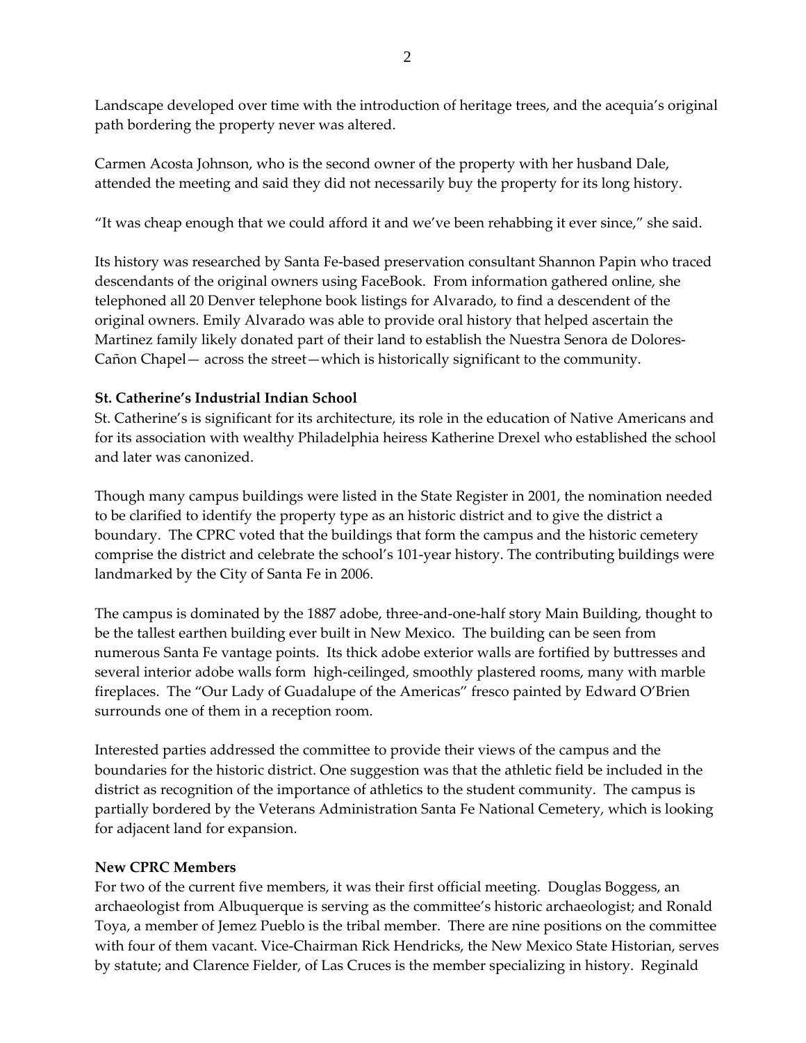Landscape developed over time with the introduction of heritage trees, and the acequia's original path bordering the property never was altered.

Carmen Acosta Johnson, who is the second owner of the property with her husband Dale, attended the meeting and said they did not necessarily buy the property for its long history.

"It was cheap enough that we could afford it and we've been rehabbing it ever since," she said.

Its history was researched by Santa Fe-based preservation consultant Shannon Papin who traced descendants of the original owners using FaceBook. From information gathered online, she telephoned all 20 Denver telephone book listings for Alvarado, to find a descendent of the original owners. Emily Alvarado was able to provide oral history that helped ascertain the Martinez family likely donated part of their land to establish the Nuestra Senora de Dolores-Cañon Chapel— across the street—which is historically significant to the community.

**St. Catherine's Industrial Indian School**

St. Catherine's is significant for its architecture, its role in the education of Native Americans and for its association with wealthy Philadelphia heiress Katherine Drexel who established the school and later was canonized.

Though many campus buildings were listed in the State Register in 2001, the nomination needed to be clarified to identify the property type as an historic district and to give the district a boundary. The CPRC voted that the buildings that form the campus and the historic cemetery comprise the district and celebrate the school's 101-year history. The contributing buildings were landmarked by the City of Santa Fe in 2006.

The campus is dominated by the 1887 adobe, three-and-one-half story Main Building, thought to be the tallest earthen building ever built in New Mexico. The building can be seen from numerous Santa Fe vantage points. Its thick adobe exterior walls are fortified by buttresses and several interior adobe walls form high-ceilinged, smoothly plastered rooms, many with marble fireplaces. The "Our Lady of Guadalupe of the Americas" fresco painted by Edward O'Brien surrounds one of them in a reception room.

Interested parties addressed the committee to provide their views of the campus and the boundaries for the historic district. One suggestion was that the athletic field be included in the district as recognition of the importance of athletics to the student community. The campus is partially bordered by the Veterans Administration Santa Fe National Cemetery, which is looking for adjacent land for expansion.

**New CPRC Members**

For two of the current five members, it was their first official meeting. Douglas Boggess, an archaeologist from Albuquerque is serving as the committee's historic archaeologist; and Ronald Toya, a member of Jemez Pueblo is the tribal member. There are nine positions on the committee with four of them vacant. Vice-Chairman Rick Hendricks, the New Mexico State Historian, serves by statute; and Clarence Fielder, of Las Cruces is the member specializing in history. Reginald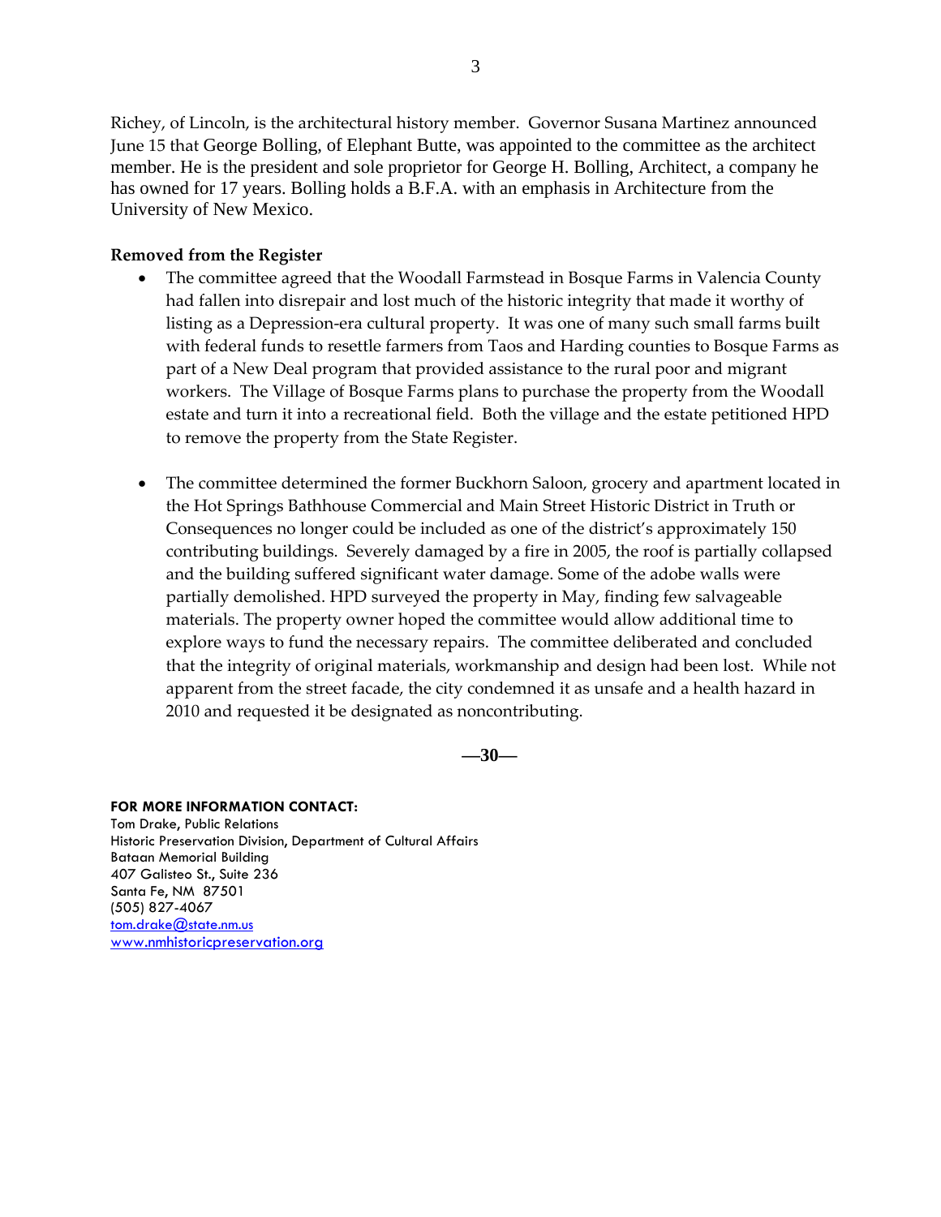Richey, of Lincoln, is the architectural history member. Governor Susana Martinez announced June 15 that George Bolling, of Elephant Butte, was appointed to the committee as the architect member. He is the president and sole proprietor for George H. Bolling, Architect, a company he has owned for 17 years. Bolling holds a B.F.A. with an emphasis in Architecture from the University of New Mexico.

**Removed from the Register**

- The committee agreed that the Woodall Farmstead in Bosque Farms in Valencia County had fallen into disrepair and lost much of the historic integrity that made it worthy of listing as a Depression-era cultural property. It was one of many such small farms built with federal funds to resettle farmers from Taos and Harding counties to Bosque Farms as part of a New Deal program that provided assistance to the rural poor and migrant workers. The Village of Bosque Farms plans to purchase the property from the Woodall estate and turn it into a recreational field. Both the village and the estate petitioned HPD to remove the property from the State Register.

- The committee determined the former Buckhorn Saloon, grocery and apartment located in the Hot Springs Bathhouse Commercial and Main Street Historic District in Truth or Consequences no longer could be included as one of the district's approximately 150 contributing buildings. Severely damaged by a fire in 2005, the roof is partially collapsed and the building suffered significant water damage. Some of the adobe walls were partially demolished. HPD surveyed the property in May, finding few salvageable materials. The property owner hoped the committee would allow additional time to explore ways to fund the necessary repairs. The committee deliberated and concluded that the integrity of original materials, workmanship and design had been lost. While not apparent from the street facade, the city condemned it as unsafe and a health hazard in 2010 and requested it be designated as noncontributing.

**—30—**

**FOR MORE INFORMATION CONTACT:**
Tom Drake, Public Relations
Historic Preservation Division, Department of Cultural Affairs
Bataan Memorial Building
407 Galisteo St., Suite 236
Santa Fe, NM 87501
(505) 827-4067
tom.drake@state.nm.us
www.nmhistoricpreservation.org